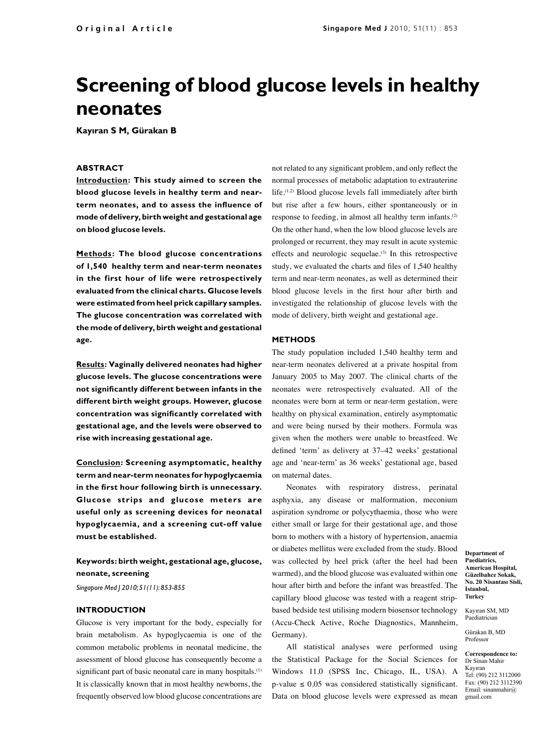Original Article

# Screening of blood glucose levels in healthy neonates

**Kayıran S M, Gürakan B**

## ABSTRACT

**Introduction: This study aimed to screen the blood glucose levels in healthy term and near-term neonates, and to assess the influence of mode of delivery, birth weight and gestational age on blood glucose levels.**

**Methods: The blood glucose concentrations of 1,540 healthy term and near-term neonates in the first hour of life were retrospectively evaluated from the clinical charts. Glucose levels were estimated from heel prick capillary samples. The glucose concentration was correlated with the mode of delivery, birth weight and gestational age.**

**Results: Vaginally delivered neonates had higher glucose levels. The glucose concentrations were not significantly different between infants in the different birth weight groups. However, glucose concentration was significantly correlated with gestational age, and the levels were observed to rise with increasing gestational age.**

**Conclusion: Screening asymptomatic, healthy term and near-term neonates for hypoglycaemia in the first hour following birth is unnecessary. Glucose strips and glucose meters are useful only as screening devices for neonatal hypoglycaemia, and a screening cut-off value must be established.**

**Keywords: birth weight, gestational age, glucose, neonate, screening**

*Singapore Med J 2010; 51(11): 853-855*

## INTRODUCTION

Glucose is very important for the body, especially for brain metabolism. As hypoglycaemia is one of the common metabolic problems in neonatal medicine, the assessment of blood glucose has consequently become a significant part of basic neonatal care in many hospitals.[1] It is classically known that in most healthy newborns, the frequently observed low blood glucose concentrations are not related to any significant problem, and only reflect the normal processes of metabolic adaptation to extrauterine life.[1,2] Blood glucose levels fall immediately after birth but rise after a few hours, either spontaneously or in response to feeding, in almost all healthy term infants.[2] On the other hand, when the low blood glucose levels are prolonged or recurrent, they may result in acute systemic effects and neurologic sequelae.[3] In this retrospective study, we evaluated the charts and files of 1,540 healthy term and near-term neonates, as well as determined their blood glucose levels in the first hour after birth and investigated the relationship of glucose levels with the mode of delivery, birth weight and gestational age.

## METHODS

The study population included 1,540 healthy term and near-term neonates delivered at a private hospital from January 2005 to May 2007. The clinical charts of the neonates were retrospectively evaluated. All of the neonates were born at term or near-term gestation, were healthy on physical examination, entirely asymptomatic and were being nursed by their mothers. Formula was given when the mothers were unable to breastfeed. We defined 'term' as delivery at 37–42 weeks' gestational age and 'near-term' as 36 weeks' gestational age, based on maternal dates.

Neonates with respiratory distress, perinatal asphyxia, any disease or malformation, meconium aspiration syndrome or polycythaemia, those who were either small or large for their gestational age, and those born to mothers with a history of hypertension, anaemia or diabetes mellitus were excluded from the study. Blood was collected by heel prick (after the heel had been warmed), and the blood glucose was evaluated within one hour after birth and before the infant was breastfed. The capillary blood glucose was tested with a reagent strip-based bedside test utilising modern biosensor technology (Accu-Check Active, Roche Diagnostics, Mannheim, Germany).

All statistical analyses were performed using the Statistical Package for the Social Sciences for Windows 11.0 (SPSS Inc, Chicago, IL, USA). A p-value $\leq 0.05$ was considered statistically significant. Data on blood glucose levels were expressed as mean

**Department of Paediatrics, American Hospital, Güzelbahce Sokak, No. 20 Nisantası Sisli, Istanbul, Turkey**

Kayıran SM, MD
Paediatrician

Gürakan B, MD
Professor

**Correspondence to:** Dr Sinan Mahir Kayıran
Tel: (90) 212 3112000
Fax: (90) 212 3112390
Email: sinanmahir@gmail.com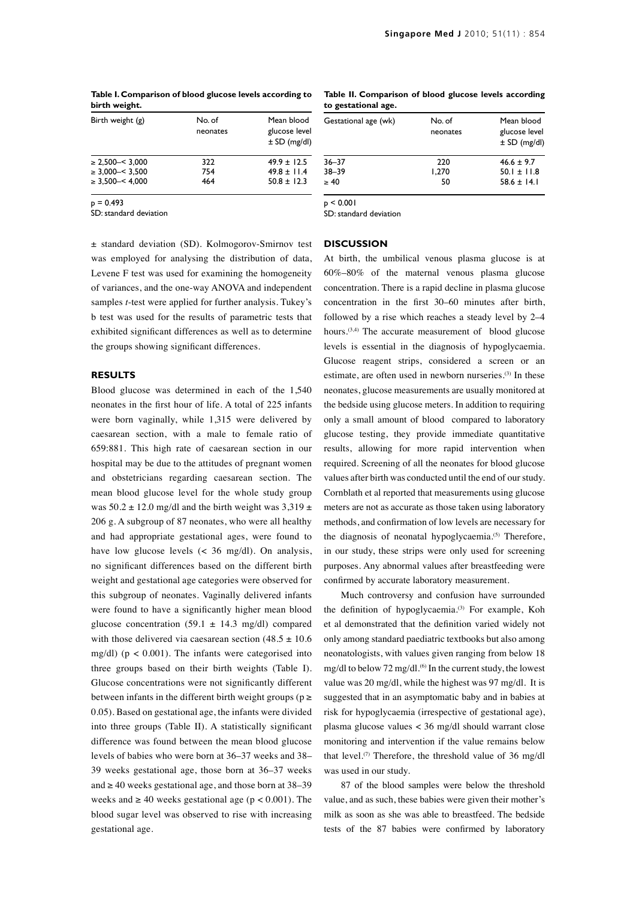**Table I. Comparison of blood glucose levels according to birth weight.**

| Birth weight (g) | No. of neonates | Mean blood glucose level ± SD (mg/dl) |
|---|---|---|
| ≥ 2,500–< 3,000 | 322 | 49.9 ± 12.5 |
| ≥ 3,000–< 3,500 | 754 | 49.8 ± 11.4 |
| ≥ 3,500–< 4,000 | 464 | 50.8 ± 12.3 |

$p = 0.493$
SD: standard deviation

**Table II. Comparison of blood glucose levels according to gestational age.**

| Gestational age (wk) | No. of neonates | Mean blood glucose level ± SD (mg/dl) |
|---|---|---|
| 36–37 | 220 | 46.6 ± 9.7 |
| 38–39 | 1,270 | 50.1 ± 11.8 |
| ≥ 40 | 50 | 58.6 ± 14.1 |

$p < 0.001$
SD: standard deviation

± standard deviation (SD). Kolmogorov-Smirnov test was employed for analysing the distribution of data, Levene F test was used for examining the homogeneity of variances, and the one-way ANOVA and independent samples *t*-test were applied for further analysis. Tukey's b test was used for the results of parametric tests that exhibited significant differences as well as to determine the groups showing significant differences.

## RESULTS

Blood glucose was determined in each of the 1,540 neonates in the first hour of life. A total of 225 infants were born vaginally, while 1,315 were delivered by caesarean section, with a male to female ratio of 659:881. This high rate of caesarean section in our hospital may be due to the attitudes of pregnant women and obstetricians regarding caesarean section. The mean blood glucose level for the whole study group was 50.2 ± 12.0 mg/dl and the birth weight was 3,319 ± 206 g. A subgroup of 87 neonates, who were all healthy and had appropriate gestational ages, were found to have low glucose levels (< 36 mg/dl). On analysis, no significant differences based on the different birth weight and gestational age categories were observed for this subgroup of neonates. Vaginally delivered infants were found to have a significantly higher mean blood glucose concentration (59.1 ± 14.3 mg/dl) compared with those delivered via caesarean section (48.5 ± 10.6 mg/dl) ($p < 0.001$). The infants were categorised into three groups based on their birth weights (Table I). Glucose concentrations were not significantly different between infants in the different birth weight groups ($p \geq 0.05$). Based on gestational age, the infants were divided into three groups (Table II). A statistically significant difference was found between the mean blood glucose levels of babies who were born at 36–37 weeks and 38–39 weeks gestational age, those born at 36–37 weeks and ≥ 40 weeks gestational age, and those born at 38–39 weeks and ≥ 40 weeks gestational age ($p < 0.001$). The blood sugar level was observed to rise with increasing gestational age.

## DISCUSSION

At birth, the umbilical venous plasma glucose is at 60%–80% of the maternal venous plasma glucose concentration. There is a rapid decline in plasma glucose concentration in the first 30–60 minutes after birth, followed by a rise which reaches a steady level by 2–4 hours.[3,4] The accurate measurement of blood glucose levels is essential in the diagnosis of hypoglycaemia. Glucose reagent strips, considered a screen or an estimate, are often used in newborn nurseries.[3] In these neonates, glucose measurements are usually monitored at the bedside using glucose meters. In addition to requiring only a small amount of blood compared to laboratory glucose testing, they provide immediate quantitative results, allowing for more rapid intervention when required. Screening of all the neonates for blood glucose values after birth was conducted until the end of our study. Cornblath et al reported that measurements using glucose meters are not as accurate as those taken using laboratory methods, and confirmation of low levels are necessary for the diagnosis of neonatal hypoglycaemia.[5] Therefore, in our study, these strips were only used for screening purposes. Any abnormal values after breastfeeding were confirmed by accurate laboratory measurement.

Much controversy and confusion have surrounded the definition of hypoglycaemia.[3] For example, Koh et al demonstrated that the definition varied widely not only among standard paediatric textbooks but also among neonatologists, with values given ranging from below 18 mg/dl to below 72 mg/dl.[6] In the current study, the lowest value was 20 mg/dl, while the highest was 97 mg/dl. It is suggested that in an asymptomatic baby and in babies at risk for hypoglycaemia (irrespective of gestational age), plasma glucose values < 36 mg/dl should warrant close monitoring and intervention if the value remains below that level.[7] Therefore, the threshold value of 36 mg/dl was used in our study.

87 of the blood samples were below the threshold value, and as such, these babies were given their mother's milk as soon as she was able to breastfeed. The bedside tests of the 87 babies were confirmed by laboratory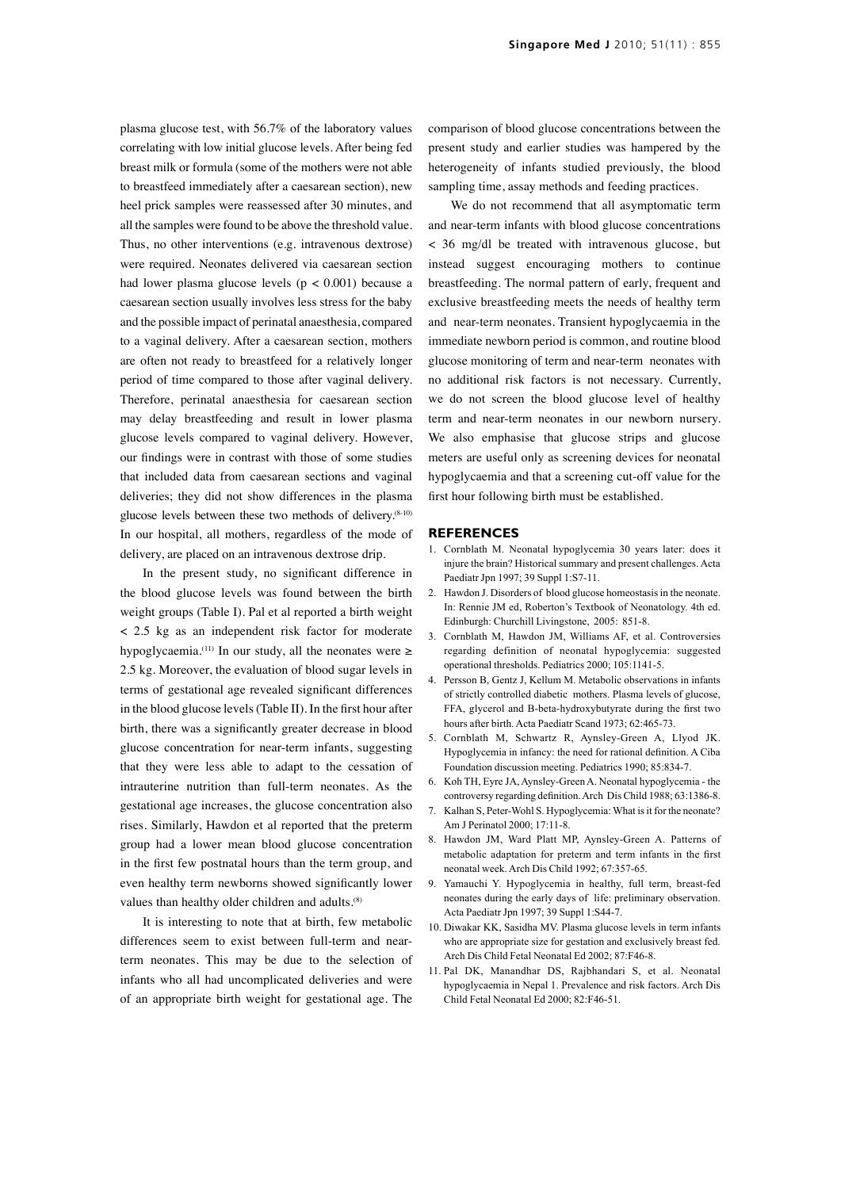plasma glucose test, with 56.7% of the laboratory values correlating with low initial glucose levels. After being fed breast milk or formula (some of the mothers were not able to breastfeed immediately after a caesarean section), new heel prick samples were reassessed after 30 minutes, and all the samples were found to be above the threshold value. Thus, no other interventions (e.g. intravenous dextrose) were required. Neonates delivered via caesarean section had lower plasma glucose levels ($p < 0.001$) because a caesarean section usually involves less stress for the baby and the possible impact of perinatal anaesthesia, compared to a vaginal delivery. After a caesarean section, mothers are often not ready to breastfeed for a relatively longer period of time compared to those after vaginal delivery. Therefore, perinatal anaesthesia for caesarean section may delay breastfeeding and result in lower plasma glucose levels compared to vaginal delivery. However, our findings were in contrast with those of some studies that included data from caesarean sections and vaginal deliveries; they did not show differences in the plasma glucose levels between these two methods of delivery.[8-10] In our hospital, all mothers, regardless of the mode of delivery, are placed on an intravenous dextrose drip.

In the present study, no significant difference in the blood glucose levels was found between the birth weight groups (Table I). Pal et al reported a birth weight < 2.5 kg as an independent risk factor for moderate hypoglycaemia.[11] In our study, all the neonates were ≥ 2.5 kg. Moreover, the evaluation of blood sugar levels in terms of gestational age revealed significant differences in the blood glucose levels (Table II). In the first hour after birth, there was a significantly greater decrease in blood glucose concentration for near-term infants, suggesting that they were less able to adapt to the cessation of intrauterine nutrition than full-term neonates. As the gestational age increases, the glucose concentration also rises. Similarly, Hawdon et al reported that the preterm group had a lower mean blood glucose concentration in the first few postnatal hours than the term group, and even healthy term newborns showed significantly lower values than healthy older children and adults.[8]

It is interesting to note that at birth, few metabolic differences seem to exist between full-term and near-term neonates. This may be due to the selection of infants who all had uncomplicated deliveries and were of an appropriate birth weight for gestational age. The comparison of blood glucose concentrations between the present study and earlier studies was hampered by the heterogeneity of infants studied previously, the blood sampling time, assay methods and feeding practices.

We do not recommend that all asymptomatic term and near-term infants with blood glucose concentrations < 36 mg/dl be treated with intravenous glucose, but instead suggest encouraging mothers to continue breastfeeding. The normal pattern of early, frequent and exclusive breastfeeding meets the needs of healthy term and near-term neonates. Transient hypoglycaemia in the immediate newborn period is common, and routine blood glucose monitoring of term and near-term neonates with no additional risk factors is not necessary. Currently, we do not screen the blood glucose level of healthy term and near-term neonates in our newborn nursery. We also emphasise that glucose strips and glucose meters are useful only as screening devices for neonatal hypoglycaemia and that a screening cut-off value for the first hour following birth must be established.

## REFERENCES

1. Cornblath M. Neonatal hypoglycemia 30 years later: does it injure the brain? Historical summary and present challenges. Acta Paediatr Jpn 1997; 39 Suppl 1:S7-11.
2. Hawdon J. Disorders of blood glucose homeostasis in the neonate. In: Rennie JM ed, Roberton's Textbook of Neonatology. 4th ed. Edinburgh: Churchill Livingstone, 2005: 851-8.
3. Cornblath M, Hawdon JM, Williams AF, et al. Controversies regarding definition of neonatal hypoglycemia: suggested operational thresholds. Pediatrics 2000; 105:1141-5.
4. Persson B, Gentz J, Kellum M. Metabolic observations in infants of strictly controlled diabetic mothers. Plasma levels of glucose, FFA, glycerol and B-beta-hydroxybutyrate during the first two hours after birth. Acta Paediatr Scand 1973; 62:465-73.
5. Cornblath M, Schwartz R, Aynsley-Green A, Llyod JK. Hypoglycemia in infancy: the need for rational definition. A Ciba Foundation discussion meeting. Pediatrics 1990; 85:834-7.
6. Koh TH, Eyre JA, Aynsley-Green A. Neonatal hypoglycemia - the controversy regarding definition. Arch Dis Child 1988; 63:1386-8.
7. Kalhan S, Peter-Wohl S. Hypoglycemia: What is it for the neonate? Am J Perinatol 2000; 17:11-8.
8. Hawdon JM, Ward Platt MP, Aynsley-Green A. Patterns of metabolic adaptation for preterm and term infants in the first neonatal week. Arch Dis Child 1992; 67:357-65.
9. Yamauchi Y. Hypoglycemia in healthy, full term, breast-fed neonates during the early days of life: preliminary observation. Acta Paediatr Jpn 1997; 39 Suppl 1:S44-7.
10. Diwakar KK, Sasidha MV. Plasma glucose levels in term infants who are appropriate size for gestation and exclusively breast fed. Arch Dis Child Fetal Neonatal Ed 2002; 87:F46-8.
11. Pal DK, Manandhar DS, Rajbhandari S, et al. Neonatal hypoglycaemia in Nepal 1. Prevalence and risk factors. Arch Dis Child Fetal Neonatal Ed 2000; 82:F46-51.